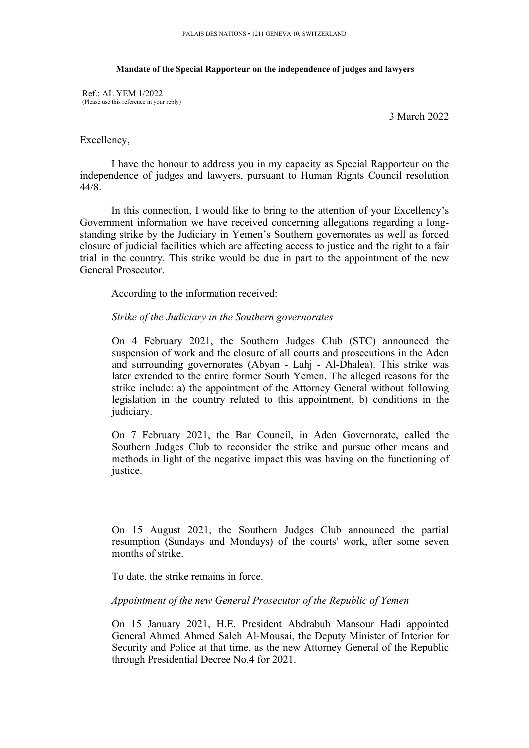PALAIS DES NATIONS • 1211 GENEVA 10, SWITZERLAND

**Mandate of the Special Rapporteur on the independence of judges and lawyers**

Ref.: AL YEM 1/2022
(Please use this reference in your reply)

3 March 2022

Excellency,

I have the honour to address you in my capacity as Special Rapporteur on the independence of judges and lawyers, pursuant to Human Rights Council resolution 44/8.

In this connection, I would like to bring to the attention of your Excellency's Government information we have received concerning allegations regarding a long-standing strike by the Judiciary in Yemen's Southern governorates as well as forced closure of judicial facilities which are affecting access to justice and the right to a fair trial in the country. This strike would be due in part to the appointment of the new General Prosecutor.

According to the information received:

*Strike of the Judiciary in the Southern governorates*

On 4 February 2021, the Southern Judges Club (STC) announced the suspension of work and the closure of all courts and prosecutions in the Aden and surrounding governorates (Abyan - Lahj - Al-Dhalea). This strike was later extended to the entire former South Yemen. The alleged reasons for the strike include: a) the appointment of the Attorney General without following legislation in the country related to this appointment, b) conditions in the judiciary.

On 7 February 2021, the Bar Council, in Aden Governorate, called the Southern Judges Club to reconsider the strike and pursue other means and methods in light of the negative impact this was having on the functioning of justice.

On 15 August 2021, the Southern Judges Club announced the partial resumption (Sundays and Mondays) of the courts' work, after some seven months of strike.

To date, the strike remains in force.

*Appointment of the new General Prosecutor of the Republic of Yemen*

On 15 January 2021, H.E. President Abdrabuh Mansour Hadi appointed General Ahmed Ahmed Saleh Al-Mousai, the Deputy Minister of Interior for Security and Police at that time, as the new Attorney General of the Republic through Presidential Decree No.4 for 2021.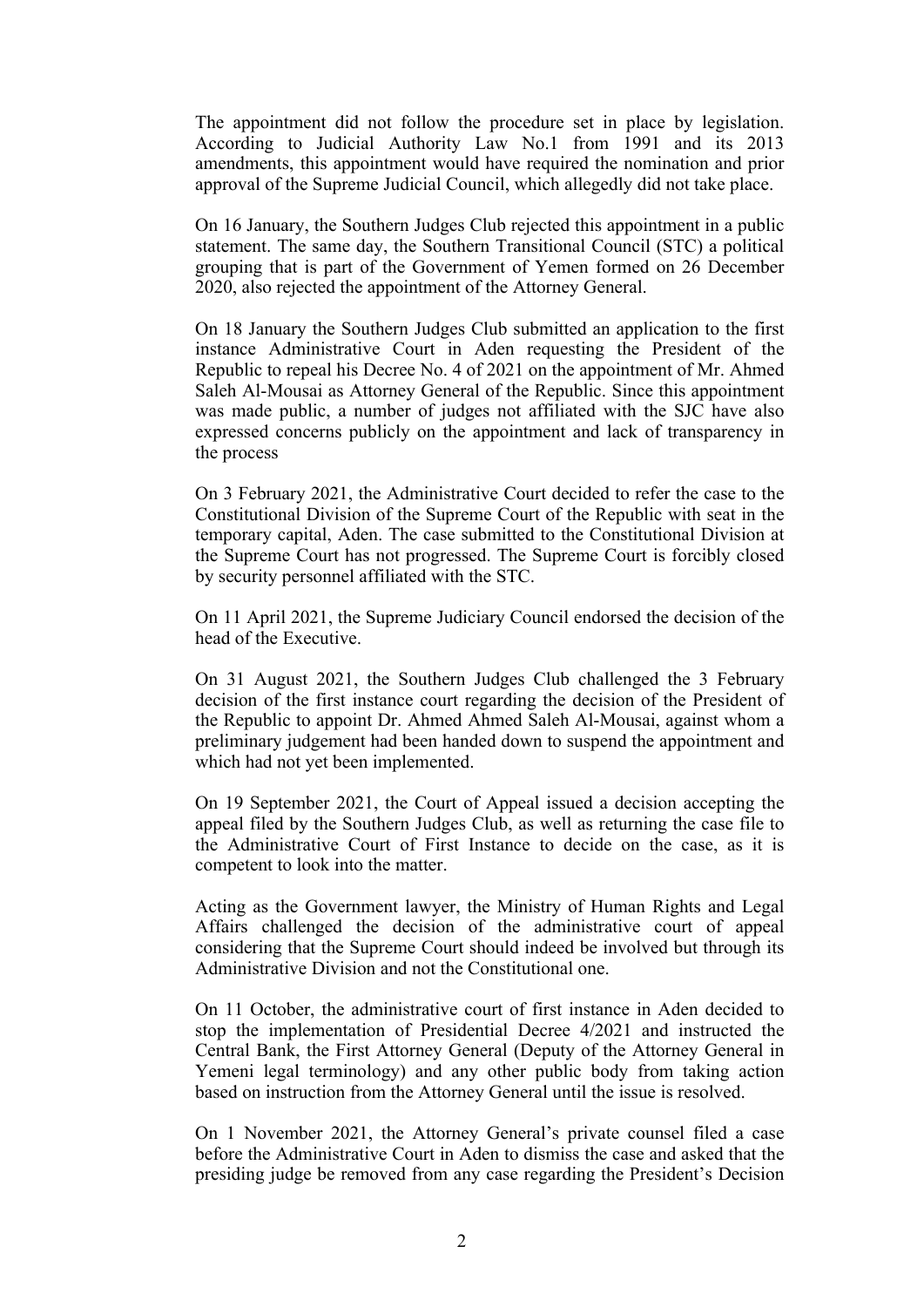The appointment did not follow the procedure set in place by legislation. According to Judicial Authority Law No.1 from 1991 and its 2013 amendments, this appointment would have required the nomination and prior approval of the Supreme Judicial Council, which allegedly did not take place.

On 16 January, the Southern Judges Club rejected this appointment in a public statement. The same day, the Southern Transitional Council (STC) a political grouping that is part of the Government of Yemen formed on 26 December 2020, also rejected the appointment of the Attorney General.

On 18 January the Southern Judges Club submitted an application to the first instance Administrative Court in Aden requesting the President of the Republic to repeal his Decree No. 4 of 2021 on the appointment of Mr. Ahmed Saleh Al-Mousai as Attorney General of the Republic. Since this appointment was made public, a number of judges not affiliated with the SJC have also expressed concerns publicly on the appointment and lack of transparency in the process

On 3 February 2021, the Administrative Court decided to refer the case to the Constitutional Division of the Supreme Court of the Republic with seat in the temporary capital, Aden. The case submitted to the Constitutional Division at the Supreme Court has not progressed. The Supreme Court is forcibly closed by security personnel affiliated with the STC.

On 11 April 2021, the Supreme Judiciary Council endorsed the decision of the head of the Executive.

On 31 August 2021, the Southern Judges Club challenged the 3 February decision of the first instance court regarding the decision of the President of the Republic to appoint Dr. Ahmed Ahmed Saleh Al-Mousai, against whom a preliminary judgement had been handed down to suspend the appointment and which had not yet been implemented.

On 19 September 2021, the Court of Appeal issued a decision accepting the appeal filed by the Southern Judges Club, as well as returning the case file to the Administrative Court of First Instance to decide on the case, as it is competent to look into the matter.

Acting as the Government lawyer, the Ministry of Human Rights and Legal Affairs challenged the decision of the administrative court of appeal considering that the Supreme Court should indeed be involved but through its Administrative Division and not the Constitutional one.

On 11 October, the administrative court of first instance in Aden decided to stop the implementation of Presidential Decree 4/2021 and instructed the Central Bank, the First Attorney General (Deputy of the Attorney General in Yemeni legal terminology) and any other public body from taking action based on instruction from the Attorney General until the issue is resolved.

On 1 November 2021, the Attorney General's private counsel filed a case before the Administrative Court in Aden to dismiss the case and asked that the presiding judge be removed from any case regarding the President's Decision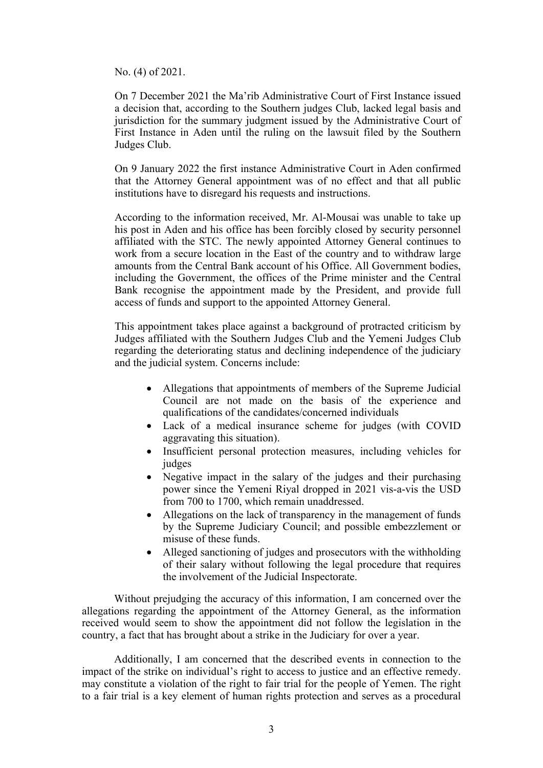No. (4) of 2021.

On 7 December 2021 the Ma'rib Administrative Court of First Instance issued a decision that, according to the Southern judges Club, lacked legal basis and jurisdiction for the summary judgment issued by the Administrative Court of First Instance in Aden until the ruling on the lawsuit filed by the Southern Judges Club.

On 9 January 2022 the first instance Administrative Court in Aden confirmed that the Attorney General appointment was of no effect and that all public institutions have to disregard his requests and instructions.

According to the information received, Mr. Al-Mousai was unable to take up his post in Aden and his office has been forcibly closed by security personnel affiliated with the STC. The newly appointed Attorney General continues to work from a secure location in the East of the country and to withdraw large amounts from the Central Bank account of his Office. All Government bodies, including the Government, the offices of the Prime minister and the Central Bank recognise the appointment made by the President, and provide full access of funds and support to the appointed Attorney General.

This appointment takes place against a background of protracted criticism by Judges affiliated with the Southern Judges Club and the Yemeni Judges Club regarding the deteriorating status and declining independence of the judiciary and the judicial system. Concerns include:

- Allegations that appointments of members of the Supreme Judicial Council are not made on the basis of the experience and qualifications of the candidates/concerned individuals
- Lack of a medical insurance scheme for judges (with COVID aggravating this situation).
- Insufficient personal protection measures, including vehicles for judges
- Negative impact in the salary of the judges and their purchasing power since the Yemeni Riyal dropped in 2021 vis-a-vis the USD from 700 to 1700, which remain unaddressed.
- Allegations on the lack of transparency in the management of funds by the Supreme Judiciary Council; and possible embezzlement or misuse of these funds.
- Alleged sanctioning of judges and prosecutors with the withholding of their salary without following the legal procedure that requires the involvement of the Judicial Inspectorate.

Without prejudging the accuracy of this information, I am concerned over the allegations regarding the appointment of the Attorney General, as the information received would seem to show the appointment did not follow the legislation in the country, a fact that has brought about a strike in the Judiciary for over a year.

Additionally, I am concerned that the described events in connection to the impact of the strike on individual's right to access to justice and an effective remedy. may constitute a violation of the right to fair trial for the people of Yemen. The right to a fair trial is a key element of human rights protection and serves as a procedural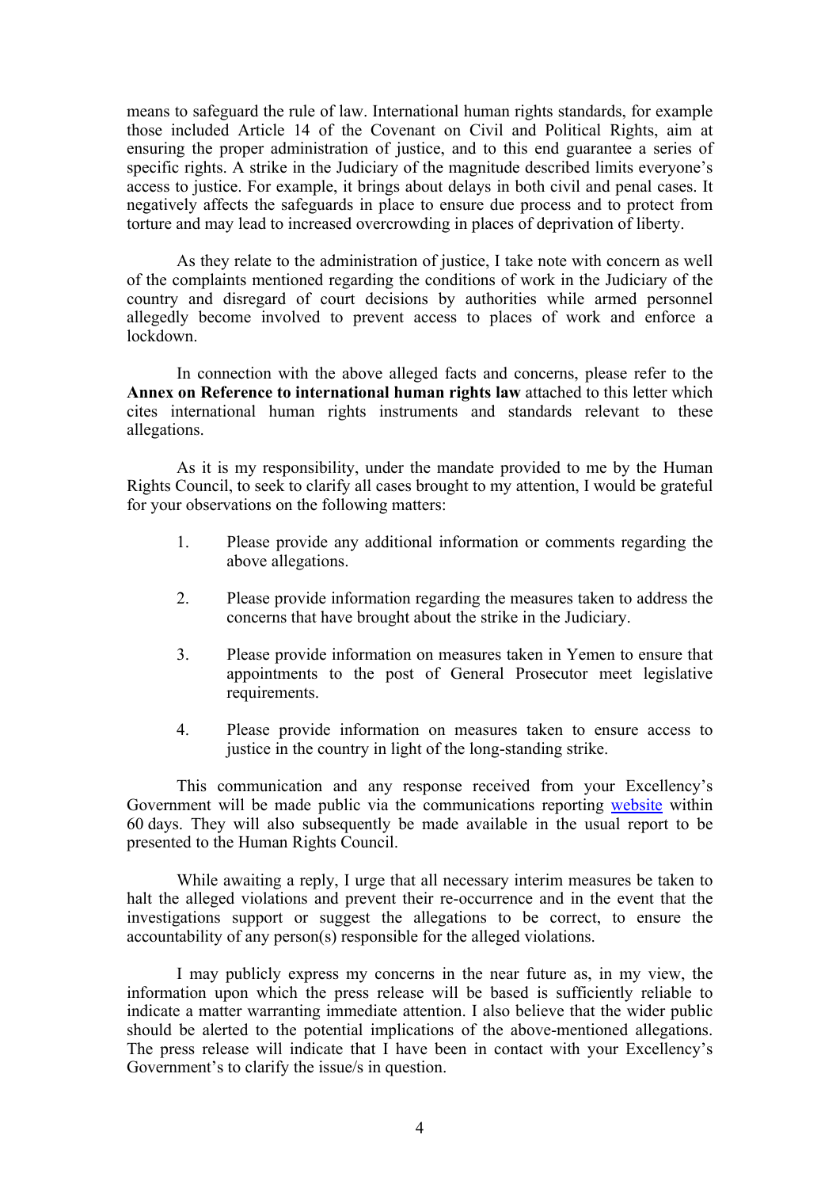means to safeguard the rule of law. International human rights standards, for example those included Article 14 of the Covenant on Civil and Political Rights, aim at ensuring the proper administration of justice, and to this end guarantee a series of specific rights. A strike in the Judiciary of the magnitude described limits everyone's access to justice. For example, it brings about delays in both civil and penal cases. It negatively affects the safeguards in place to ensure due process and to protect from torture and may lead to increased overcrowding in places of deprivation of liberty.

As they relate to the administration of justice, I take note with concern as well of the complaints mentioned regarding the conditions of work in the Judiciary of the country and disregard of court decisions by authorities while armed personnel allegedly become involved to prevent access to places of work and enforce a lockdown.

In connection with the above alleged facts and concerns, please refer to the **Annex on Reference to international human rights law** attached to this letter which cites international human rights instruments and standards relevant to these allegations.

As it is my responsibility, under the mandate provided to me by the Human Rights Council, to seek to clarify all cases brought to my attention, I would be grateful for your observations on the following matters:

1. Please provide any additional information or comments regarding the above allegations.

2. Please provide information regarding the measures taken to address the concerns that have brought about the strike in the Judiciary.

3. Please provide information on measures taken in Yemen to ensure that appointments to the post of General Prosecutor meet legislative requirements.

4. Please provide information on measures taken to ensure access to justice in the country in light of the long-standing strike.

This communication and any response received from your Excellency's Government will be made public via the communications reporting website within 60 days. They will also subsequently be made available in the usual report to be presented to the Human Rights Council.

While awaiting a reply, I urge that all necessary interim measures be taken to halt the alleged violations and prevent their re-occurrence and in the event that the investigations support or suggest the allegations to be correct, to ensure the accountability of any person(s) responsible for the alleged violations.

I may publicly express my concerns in the near future as, in my view, the information upon which the press release will be based is sufficiently reliable to indicate a matter warranting immediate attention. I also believe that the wider public should be alerted to the potential implications of the above-mentioned allegations. The press release will indicate that I have been in contact with your Excellency's Government's to clarify the issue/s in question.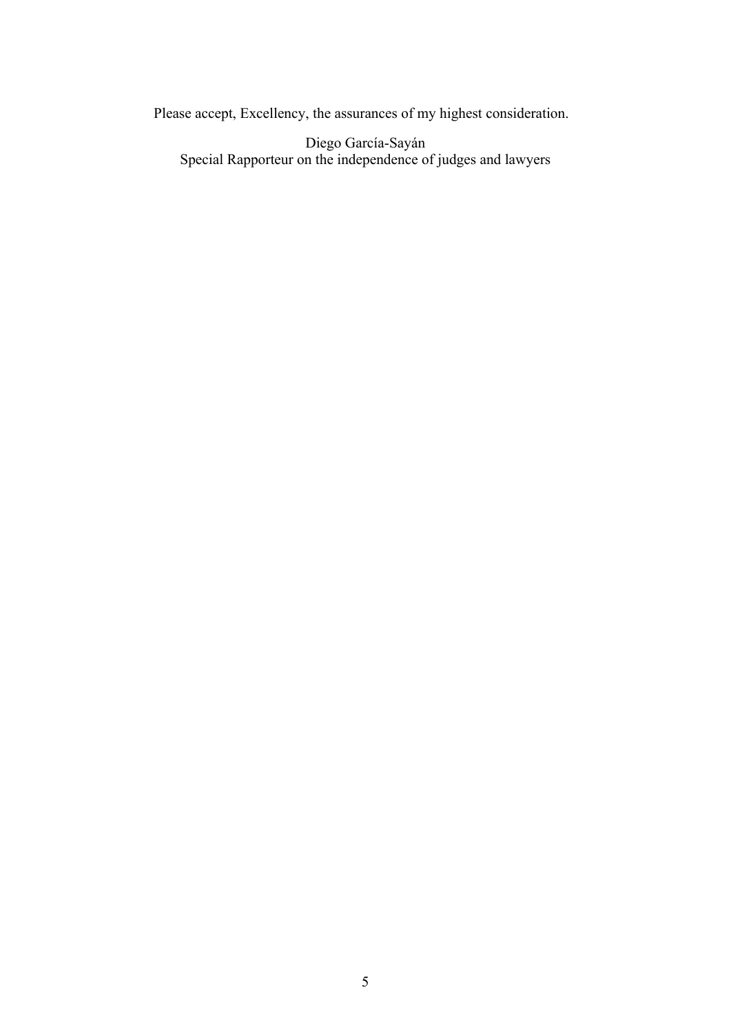Please accept, Excellency, the assurances of my highest consideration.

Diego García-Sayán
Special Rapporteur on the independence of judges and lawyers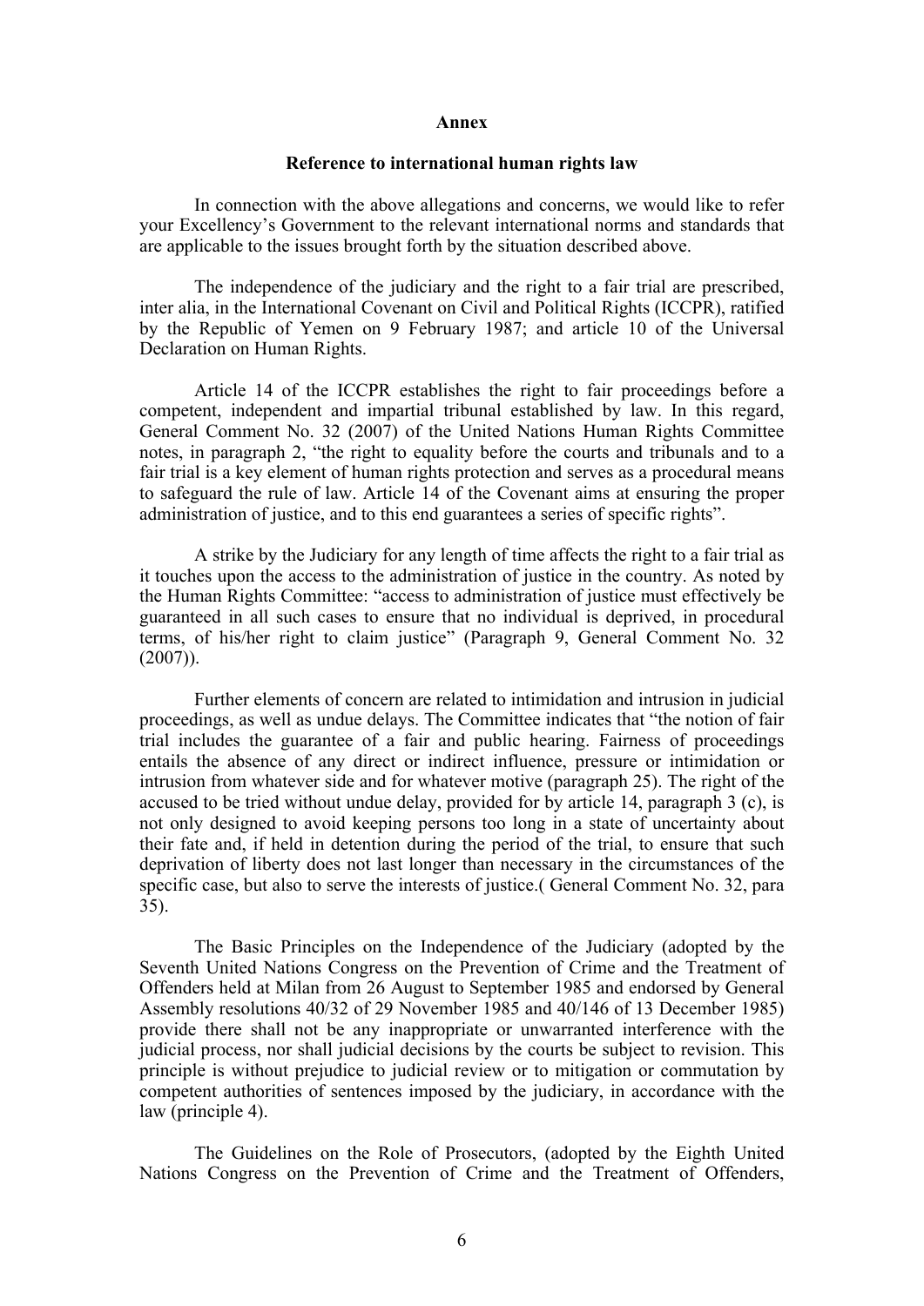**Annex**

**Reference to international human rights law**

In connection with the above allegations and concerns, we would like to refer your Excellency's Government to the relevant international norms and standards that are applicable to the issues brought forth by the situation described above.

The independence of the judiciary and the right to a fair trial are prescribed, inter alia, in the International Covenant on Civil and Political Rights (ICCPR), ratified by the Republic of Yemen on 9 February 1987; and article 10 of the Universal Declaration on Human Rights.

Article 14 of the ICCPR establishes the right to fair proceedings before a competent, independent and impartial tribunal established by law. In this regard, General Comment No. 32 (2007) of the United Nations Human Rights Committee notes, in paragraph 2, "the right to equality before the courts and tribunals and to a fair trial is a key element of human rights protection and serves as a procedural means to safeguard the rule of law. Article 14 of the Covenant aims at ensuring the proper administration of justice, and to this end guarantees a series of specific rights".

A strike by the Judiciary for any length of time affects the right to a fair trial as it touches upon the access to the administration of justice in the country. As noted by the Human Rights Committee: "access to administration of justice must effectively be guaranteed in all such cases to ensure that no individual is deprived, in procedural terms, of his/her right to claim justice" (Paragraph 9, General Comment No. 32 (2007)).

Further elements of concern are related to intimidation and intrusion in judicial proceedings, as well as undue delays. The Committee indicates that "the notion of fair trial includes the guarantee of a fair and public hearing. Fairness of proceedings entails the absence of any direct or indirect influence, pressure or intimidation or intrusion from whatever side and for whatever motive (paragraph 25). The right of the accused to be tried without undue delay, provided for by article 14, paragraph 3 (c), is not only designed to avoid keeping persons too long in a state of uncertainty about their fate and, if held in detention during the period of the trial, to ensure that such deprivation of liberty does not last longer than necessary in the circumstances of the specific case, but also to serve the interests of justice.( General Comment No. 32, para 35).

The Basic Principles on the Independence of the Judiciary (adopted by the Seventh United Nations Congress on the Prevention of Crime and the Treatment of Offenders held at Milan from 26 August to September 1985 and endorsed by General Assembly resolutions 40/32 of 29 November 1985 and 40/146 of 13 December 1985) provide there shall not be any inappropriate or unwarranted interference with the judicial process, nor shall judicial decisions by the courts be subject to revision. This principle is without prejudice to judicial review or to mitigation or commutation by competent authorities of sentences imposed by the judiciary, in accordance with the law (principle 4).

The Guidelines on the Role of Prosecutors, (adopted by the Eighth United Nations Congress on the Prevention of Crime and the Treatment of Offenders,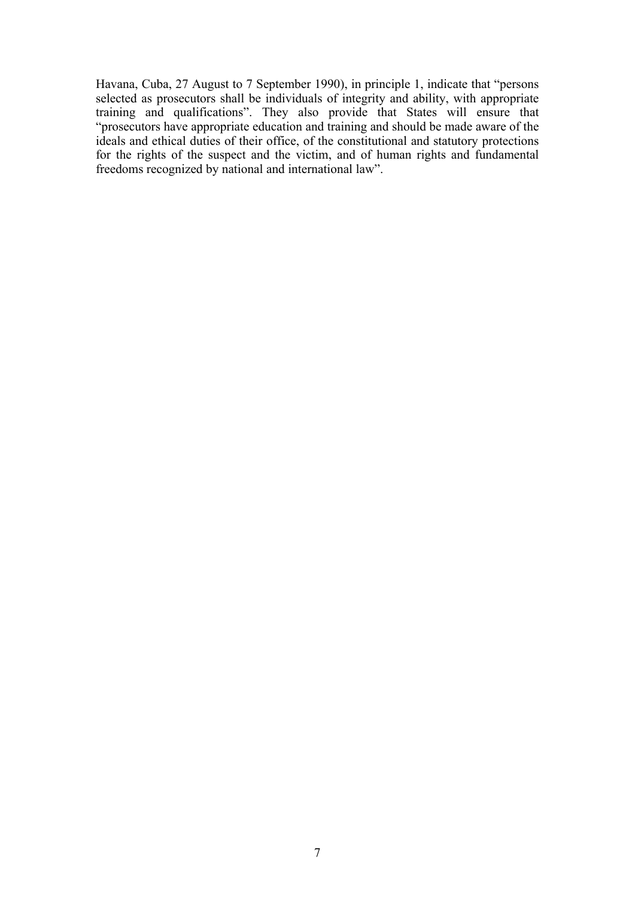Havana, Cuba, 27 August to 7 September 1990), in principle 1, indicate that "persons selected as prosecutors shall be individuals of integrity and ability, with appropriate training and qualifications". They also provide that States will ensure that "prosecutors have appropriate education and training and should be made aware of the ideals and ethical duties of their office, of the constitutional and statutory protections for the rights of the suspect and the victim, and of human rights and fundamental freedoms recognized by national and international law".